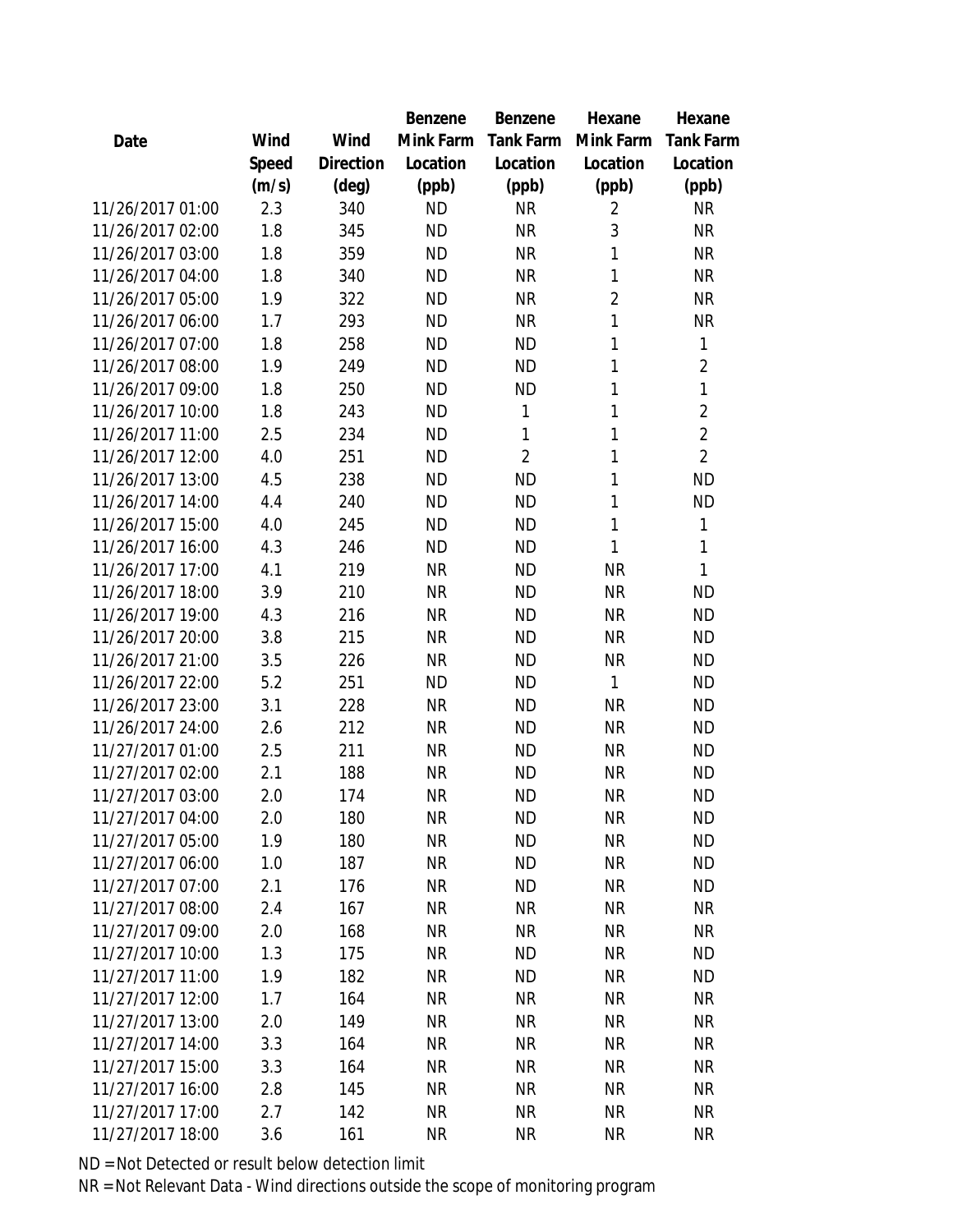| Date | Wind Speed (m/s) | Wind Direction (deg) | Benzene Mink Farm Location (ppb) | Benzene Tank Farm Location (ppb) | Hexane Mink Farm Location (ppb) | Hexane Tank Farm Location (ppb) |
|---|---|---|---|---|---|---|
| 11/26/2017 01:00 | 2.3 | 340 | ND | NR | 2 | NR |
| 11/26/2017 02:00 | 1.8 | 345 | ND | NR | 3 | NR |
| 11/26/2017 03:00 | 1.8 | 359 | ND | NR | 1 | NR |
| 11/26/2017 04:00 | 1.8 | 340 | ND | NR | 1 | NR |
| 11/26/2017 05:00 | 1.9 | 322 | ND | NR | 2 | NR |
| 11/26/2017 06:00 | 1.7 | 293 | ND | NR | 1 | NR |
| 11/26/2017 07:00 | 1.8 | 258 | ND | ND | 1 | 1 |
| 11/26/2017 08:00 | 1.9 | 249 | ND | ND | 1 | 2 |
| 11/26/2017 09:00 | 1.8 | 250 | ND | ND | 1 | 1 |
| 11/26/2017 10:00 | 1.8 | 243 | ND | 1 | 1 | 2 |
| 11/26/2017 11:00 | 2.5 | 234 | ND | 1 | 1 | 2 |
| 11/26/2017 12:00 | 4.0 | 251 | ND | 2 | 1 | 2 |
| 11/26/2017 13:00 | 4.5 | 238 | ND | ND | 1 | ND |
| 11/26/2017 14:00 | 4.4 | 240 | ND | ND | 1 | ND |
| 11/26/2017 15:00 | 4.0 | 245 | ND | ND | 1 | 1 |
| 11/26/2017 16:00 | 4.3 | 246 | ND | ND | 1 | 1 |
| 11/26/2017 17:00 | 4.1 | 219 | NR | ND | NR | 1 |
| 11/26/2017 18:00 | 3.9 | 210 | NR | ND | NR | ND |
| 11/26/2017 19:00 | 4.3 | 216 | NR | ND | NR | ND |
| 11/26/2017 20:00 | 3.8 | 215 | NR | ND | NR | ND |
| 11/26/2017 21:00 | 3.5 | 226 | NR | ND | NR | ND |
| 11/26/2017 22:00 | 5.2 | 251 | ND | ND | 1 | ND |
| 11/26/2017 23:00 | 3.1 | 228 | NR | ND | NR | ND |
| 11/26/2017 24:00 | 2.6 | 212 | NR | ND | NR | ND |
| 11/27/2017 01:00 | 2.5 | 211 | NR | ND | NR | ND |
| 11/27/2017 02:00 | 2.1 | 188 | NR | ND | NR | ND |
| 11/27/2017 03:00 | 2.0 | 174 | NR | ND | NR | ND |
| 11/27/2017 04:00 | 2.0 | 180 | NR | ND | NR | ND |
| 11/27/2017 05:00 | 1.9 | 180 | NR | ND | NR | ND |
| 11/27/2017 06:00 | 1.0 | 187 | NR | ND | NR | ND |
| 11/27/2017 07:00 | 2.1 | 176 | NR | ND | NR | ND |
| 11/27/2017 08:00 | 2.4 | 167 | NR | NR | NR | NR |
| 11/27/2017 09:00 | 2.0 | 168 | NR | NR | NR | NR |
| 11/27/2017 10:00 | 1.3 | 175 | NR | ND | NR | ND |
| 11/27/2017 11:00 | 1.9 | 182 | NR | ND | NR | ND |
| 11/27/2017 12:00 | 1.7 | 164 | NR | NR | NR | NR |
| 11/27/2017 13:00 | 2.0 | 149 | NR | NR | NR | NR |
| 11/27/2017 14:00 | 3.3 | 164 | NR | NR | NR | NR |
| 11/27/2017 15:00 | 3.3 | 164 | NR | NR | NR | NR |
| 11/27/2017 16:00 | 2.8 | 145 | NR | NR | NR | NR |
| 11/27/2017 17:00 | 2.7 | 142 | NR | NR | NR | NR |
| 11/27/2017 18:00 | 3.6 | 161 | NR | NR | NR | NR |

ND = Not Detected or result below detection limit

NR = Not Relevant Data - Wind directions outside the scope of monitoring program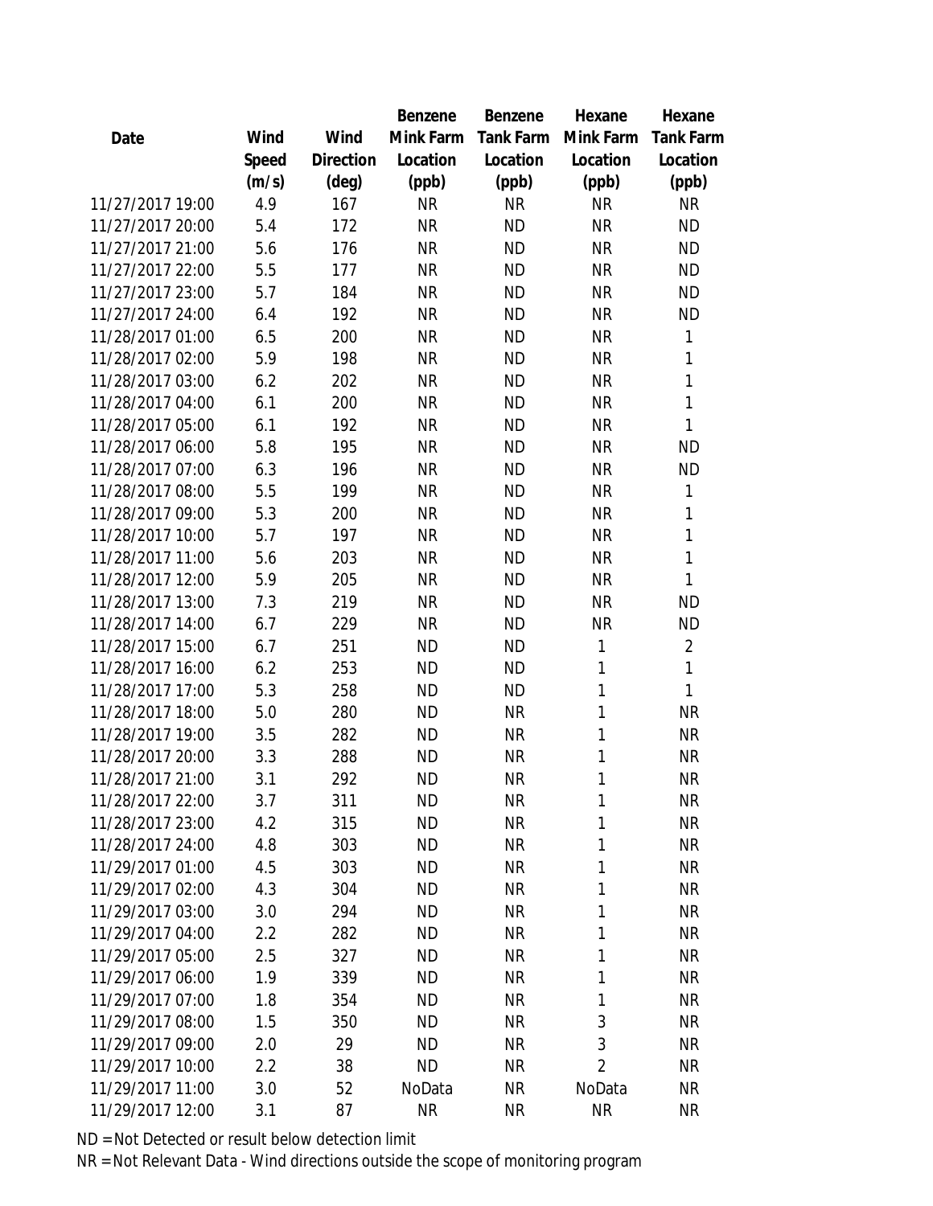| Date | Wind Speed (m/s) | Wind Direction (deg) | Benzene Mink Farm Location (ppb) | Benzene Tank Farm Location (ppb) | Hexane Mink Farm Location (ppb) | Hexane Tank Farm Location (ppb) |
|---|---|---|---|---|---|---|
| 11/27/2017 19:00 | 4.9 | 167 | NR | NR | NR | NR |
| 11/27/2017 20:00 | 5.4 | 172 | NR | ND | NR | ND |
| 11/27/2017 21:00 | 5.6 | 176 | NR | ND | NR | ND |
| 11/27/2017 22:00 | 5.5 | 177 | NR | ND | NR | ND |
| 11/27/2017 23:00 | 5.7 | 184 | NR | ND | NR | ND |
| 11/27/2017 24:00 | 6.4 | 192 | NR | ND | NR | ND |
| 11/28/2017 01:00 | 6.5 | 200 | NR | ND | NR | 1 |
| 11/28/2017 02:00 | 5.9 | 198 | NR | ND | NR | 1 |
| 11/28/2017 03:00 | 6.2 | 202 | NR | ND | NR | 1 |
| 11/28/2017 04:00 | 6.1 | 200 | NR | ND | NR | 1 |
| 11/28/2017 05:00 | 6.1 | 192 | NR | ND | NR | 1 |
| 11/28/2017 06:00 | 5.8 | 195 | NR | ND | NR | ND |
| 11/28/2017 07:00 | 6.3 | 196 | NR | ND | NR | ND |
| 11/28/2017 08:00 | 5.5 | 199 | NR | ND | NR | 1 |
| 11/28/2017 09:00 | 5.3 | 200 | NR | ND | NR | 1 |
| 11/28/2017 10:00 | 5.7 | 197 | NR | ND | NR | 1 |
| 11/28/2017 11:00 | 5.6 | 203 | NR | ND | NR | 1 |
| 11/28/2017 12:00 | 5.9 | 205 | NR | ND | NR | 1 |
| 11/28/2017 13:00 | 7.3 | 219 | NR | ND | NR | ND |
| 11/28/2017 14:00 | 6.7 | 229 | NR | ND | NR | ND |
| 11/28/2017 15:00 | 6.7 | 251 | ND | ND | 1 | 2 |
| 11/28/2017 16:00 | 6.2 | 253 | ND | ND | 1 | 1 |
| 11/28/2017 17:00 | 5.3 | 258 | ND | ND | 1 | 1 |
| 11/28/2017 18:00 | 5.0 | 280 | ND | NR | 1 | NR |
| 11/28/2017 19:00 | 3.5 | 282 | ND | NR | 1 | NR |
| 11/28/2017 20:00 | 3.3 | 288 | ND | NR | 1 | NR |
| 11/28/2017 21:00 | 3.1 | 292 | ND | NR | 1 | NR |
| 11/28/2017 22:00 | 3.7 | 311 | ND | NR | 1 | NR |
| 11/28/2017 23:00 | 4.2 | 315 | ND | NR | 1 | NR |
| 11/28/2017 24:00 | 4.8 | 303 | ND | NR | 1 | NR |
| 11/29/2017 01:00 | 4.5 | 303 | ND | NR | 1 | NR |
| 11/29/2017 02:00 | 4.3 | 304 | ND | NR | 1 | NR |
| 11/29/2017 03:00 | 3.0 | 294 | ND | NR | 1 | NR |
| 11/29/2017 04:00 | 2.2 | 282 | ND | NR | 1 | NR |
| 11/29/2017 05:00 | 2.5 | 327 | ND | NR | 1 | NR |
| 11/29/2017 06:00 | 1.9 | 339 | ND | NR | 1 | NR |
| 11/29/2017 07:00 | 1.8 | 354 | ND | NR | 1 | NR |
| 11/29/2017 08:00 | 1.5 | 350 | ND | NR | 3 | NR |
| 11/29/2017 09:00 | 2.0 | 29 | ND | NR | 3 | NR |
| 11/29/2017 10:00 | 2.2 | 38 | ND | NR | 2 | NR |
| 11/29/2017 11:00 | 3.0 | 52 | NoData | NR | NoData | NR |
| 11/29/2017 12:00 | 3.1 | 87 | NR | NR | NR | NR |

ND = Not Detected or result below detection limit

NR = Not Relevant Data - Wind directions outside the scope of monitoring program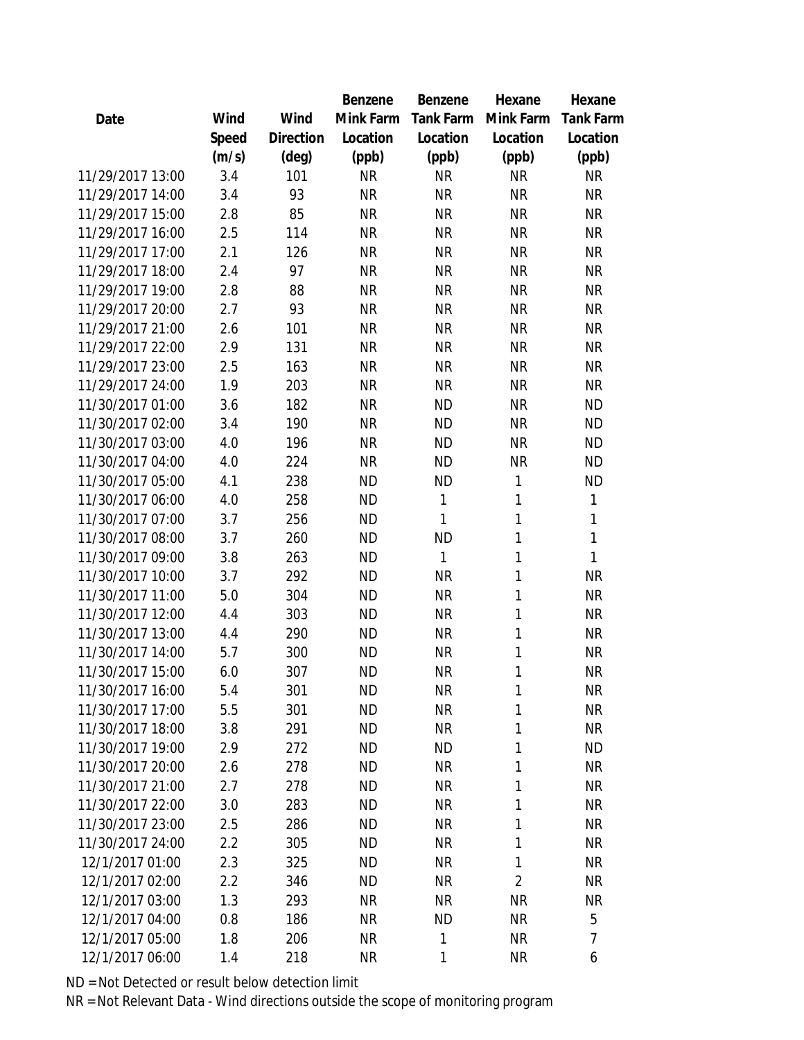| Date | Wind Speed (m/s) | Wind Direction (deg) | Benzene Mink Farm Location (ppb) | Benzene Tank Farm Location (ppb) | Hexane Mink Farm Location (ppb) | Hexane Tank Farm Location (ppb) |
|---|---|---|---|---|---|---|
| 11/29/2017 13:00 | 3.4 | 101 | NR | NR | NR | NR |
| 11/29/2017 14:00 | 3.4 | 93 | NR | NR | NR | NR |
| 11/29/2017 15:00 | 2.8 | 85 | NR | NR | NR | NR |
| 11/29/2017 16:00 | 2.5 | 114 | NR | NR | NR | NR |
| 11/29/2017 17:00 | 2.1 | 126 | NR | NR | NR | NR |
| 11/29/2017 18:00 | 2.4 | 97 | NR | NR | NR | NR |
| 11/29/2017 19:00 | 2.8 | 88 | NR | NR | NR | NR |
| 11/29/2017 20:00 | 2.7 | 93 | NR | NR | NR | NR |
| 11/29/2017 21:00 | 2.6 | 101 | NR | NR | NR | NR |
| 11/29/2017 22:00 | 2.9 | 131 | NR | NR | NR | NR |
| 11/29/2017 23:00 | 2.5 | 163 | NR | NR | NR | NR |
| 11/29/2017 24:00 | 1.9 | 203 | NR | NR | NR | NR |
| 11/30/2017 01:00 | 3.6 | 182 | NR | ND | NR | ND |
| 11/30/2017 02:00 | 3.4 | 190 | NR | ND | NR | ND |
| 11/30/2017 03:00 | 4.0 | 196 | NR | ND | NR | ND |
| 11/30/2017 04:00 | 4.0 | 224 | NR | ND | NR | ND |
| 11/30/2017 05:00 | 4.1 | 238 | ND | ND | 1 | ND |
| 11/30/2017 06:00 | 4.0 | 258 | ND | 1 | 1 | 1 |
| 11/30/2017 07:00 | 3.7 | 256 | ND | 1 | 1 | 1 |
| 11/30/2017 08:00 | 3.7 | 260 | ND | ND | 1 | 1 |
| 11/30/2017 09:00 | 3.8 | 263 | ND | 1 | 1 | 1 |
| 11/30/2017 10:00 | 3.7 | 292 | ND | NR | 1 | NR |
| 11/30/2017 11:00 | 5.0 | 304 | ND | NR | 1 | NR |
| 11/30/2017 12:00 | 4.4 | 303 | ND | NR | 1 | NR |
| 11/30/2017 13:00 | 4.4 | 290 | ND | NR | 1 | NR |
| 11/30/2017 14:00 | 5.7 | 300 | ND | NR | 1 | NR |
| 11/30/2017 15:00 | 6.0 | 307 | ND | NR | 1 | NR |
| 11/30/2017 16:00 | 5.4 | 301 | ND | NR | 1 | NR |
| 11/30/2017 17:00 | 5.5 | 301 | ND | NR | 1 | NR |
| 11/30/2017 18:00 | 3.8 | 291 | ND | NR | 1 | NR |
| 11/30/2017 19:00 | 2.9 | 272 | ND | ND | 1 | ND |
| 11/30/2017 20:00 | 2.6 | 278 | ND | NR | 1 | NR |
| 11/30/2017 21:00 | 2.7 | 278 | ND | NR | 1 | NR |
| 11/30/2017 22:00 | 3.0 | 283 | ND | NR | 1 | NR |
| 11/30/2017 23:00 | 2.5 | 286 | ND | NR | 1 | NR |
| 11/30/2017 24:00 | 2.2 | 305 | ND | NR | 1 | NR |
| 12/1/2017 01:00 | 2.3 | 325 | ND | NR | 1 | NR |
| 12/1/2017 02:00 | 2.2 | 346 | ND | NR | 2 | NR |
| 12/1/2017 03:00 | 1.3 | 293 | NR | NR | NR | NR |
| 12/1/2017 04:00 | 0.8 | 186 | NR | ND | NR | 5 |
| 12/1/2017 05:00 | 1.8 | 206 | NR | 1 | NR | 7 |
| 12/1/2017 06:00 | 1.4 | 218 | NR | 1 | NR | 6 |

ND = Not Detected or result below detection limit

NR = Not Relevant Data - Wind directions outside the scope of monitoring program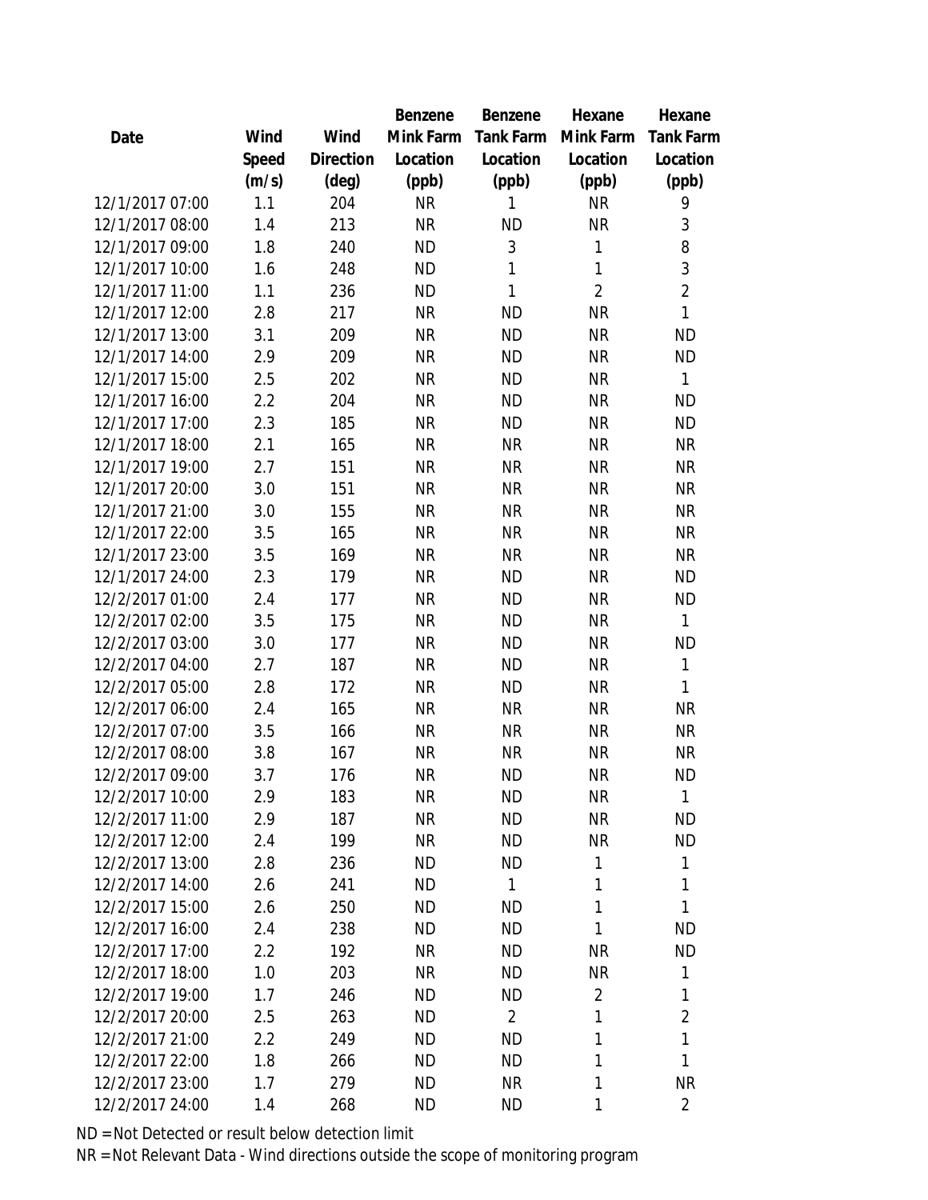| Date | Wind Speed (m/s) | Wind Direction (deg) | Benzene Mink Farm Location (ppb) | Benzene Tank Farm Location (ppb) | Hexane Mink Farm Location (ppb) | Hexane Tank Farm Location (ppb) |
|---|---|---|---|---|---|---|
| 12/1/2017 07:00 | 1.1 | 204 | NR | 1 | NR | 9 |
| 12/1/2017 08:00 | 1.4 | 213 | NR | ND | NR | 3 |
| 12/1/2017 09:00 | 1.8 | 240 | ND | 3 | 1 | 8 |
| 12/1/2017 10:00 | 1.6 | 248 | ND | 1 | 1 | 3 |
| 12/1/2017 11:00 | 1.1 | 236 | ND | 1 | 2 | 2 |
| 12/1/2017 12:00 | 2.8 | 217 | NR | ND | NR | 1 |
| 12/1/2017 13:00 | 3.1 | 209 | NR | ND | NR | ND |
| 12/1/2017 14:00 | 2.9 | 209 | NR | ND | NR | ND |
| 12/1/2017 15:00 | 2.5 | 202 | NR | ND | NR | 1 |
| 12/1/2017 16:00 | 2.2 | 204 | NR | ND | NR | ND |
| 12/1/2017 17:00 | 2.3 | 185 | NR | ND | NR | ND |
| 12/1/2017 18:00 | 2.1 | 165 | NR | NR | NR | NR |
| 12/1/2017 19:00 | 2.7 | 151 | NR | NR | NR | NR |
| 12/1/2017 20:00 | 3.0 | 151 | NR | NR | NR | NR |
| 12/1/2017 21:00 | 3.0 | 155 | NR | NR | NR | NR |
| 12/1/2017 22:00 | 3.5 | 165 | NR | NR | NR | NR |
| 12/1/2017 23:00 | 3.5 | 169 | NR | NR | NR | NR |
| 12/1/2017 24:00 | 2.3 | 179 | NR | ND | NR | ND |
| 12/2/2017 01:00 | 2.4 | 177 | NR | ND | NR | ND |
| 12/2/2017 02:00 | 3.5 | 175 | NR | ND | NR | 1 |
| 12/2/2017 03:00 | 3.0 | 177 | NR | ND | NR | ND |
| 12/2/2017 04:00 | 2.7 | 187 | NR | ND | NR | 1 |
| 12/2/2017 05:00 | 2.8 | 172 | NR | ND | NR | 1 |
| 12/2/2017 06:00 | 2.4 | 165 | NR | NR | NR | NR |
| 12/2/2017 07:00 | 3.5 | 166 | NR | NR | NR | NR |
| 12/2/2017 08:00 | 3.8 | 167 | NR | NR | NR | NR |
| 12/2/2017 09:00 | 3.7 | 176 | NR | ND | NR | ND |
| 12/2/2017 10:00 | 2.9 | 183 | NR | ND | NR | 1 |
| 12/2/2017 11:00 | 2.9 | 187 | NR | ND | NR | ND |
| 12/2/2017 12:00 | 2.4 | 199 | NR | ND | NR | ND |
| 12/2/2017 13:00 | 2.8 | 236 | ND | ND | 1 | 1 |
| 12/2/2017 14:00 | 2.6 | 241 | ND | 1 | 1 | 1 |
| 12/2/2017 15:00 | 2.6 | 250 | ND | ND | 1 | 1 |
| 12/2/2017 16:00 | 2.4 | 238 | ND | ND | 1 | ND |
| 12/2/2017 17:00 | 2.2 | 192 | NR | ND | NR | ND |
| 12/2/2017 18:00 | 1.0 | 203 | NR | ND | NR | 1 |
| 12/2/2017 19:00 | 1.7 | 246 | ND | ND | 2 | 1 |
| 12/2/2017 20:00 | 2.5 | 263 | ND | 2 | 1 | 2 |
| 12/2/2017 21:00 | 2.2 | 249 | ND | ND | 1 | 1 |
| 12/2/2017 22:00 | 1.8 | 266 | ND | ND | 1 | 1 |
| 12/2/2017 23:00 | 1.7 | 279 | ND | NR | 1 | NR |
| 12/2/2017 24:00 | 1.4 | 268 | ND | ND | 1 | 2 |

ND = Not Detected or result below detection limit

NR = Not Relevant Data - Wind directions outside the scope of monitoring program